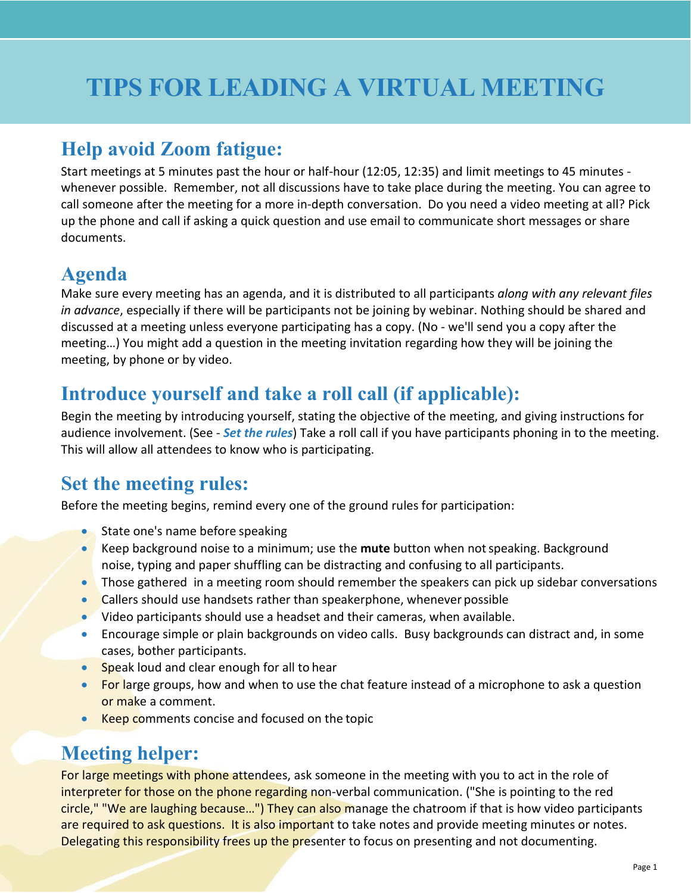# TIPS FOR LEADING A VIRTUAL MEETING

## Help avoid Zoom fatigue:

Start meetings at 5 minutes past the hour or half-hour (12:05, 12:35) and limit meetings to 45 minutes - whenever possible. Remember, not all discussions have to take place during the meeting. You can agree to call someone after the meeting for a more in-depth conversation. Do you need a video meeting at all? Pick up the phone and call if asking a quick question and use email to communicate short messages or share documents.

## Agenda

Make sure every meeting has an agenda, and it is distributed to all participants *along with any relevant files in advance*, especially if there will be participants not be joining by webinar. Nothing should be shared and discussed at a meeting unless everyone participating has a copy. (No - we'll send you a copy after the meeting…) You might add a question in the meeting invitation regarding how they will be joining the meeting, by phone or by video.

## Introduce yourself and take a roll call (if applicable):

Begin the meeting by introducing yourself, stating the objective of the meeting, and giving instructions for audience involvement. (See - ***Set the rules***) Take a roll call if you have participants phoning in to the meeting. This will allow all attendees to know who is participating.

## Set the meeting rules:

Before the meeting begins, remind every one of the ground rules for participation:

- State one's name before speaking
- Keep background noise to a minimum; use the **mute** button when not speaking. Background noise, typing and paper shuffling can be distracting and confusing to all participants.
- Those gathered in a meeting room should remember the speakers can pick up sidebar conversations
- Callers should use handsets rather than speakerphone, whenever possible
- Video participants should use a headset and their cameras, when available.
- Encourage simple or plain backgrounds on video calls. Busy backgrounds can distract and, in some cases, bother participants.
- Speak loud and clear enough for all to hear
- For large groups, how and when to use the chat feature instead of a microphone to ask a question or make a comment.
- Keep comments concise and focused on the topic

## Meeting helper:

For large meetings with phone attendees, ask someone in the meeting with you to act in the role of interpreter for those on the phone regarding non-verbal communication. ("She is pointing to the red circle," "We are laughing because…") They can also manage the chatroom if that is how video participants are required to ask questions. It is also important to take notes and provide meeting minutes or notes. Delegating this responsibility frees up the presenter to focus on presenting and not documenting.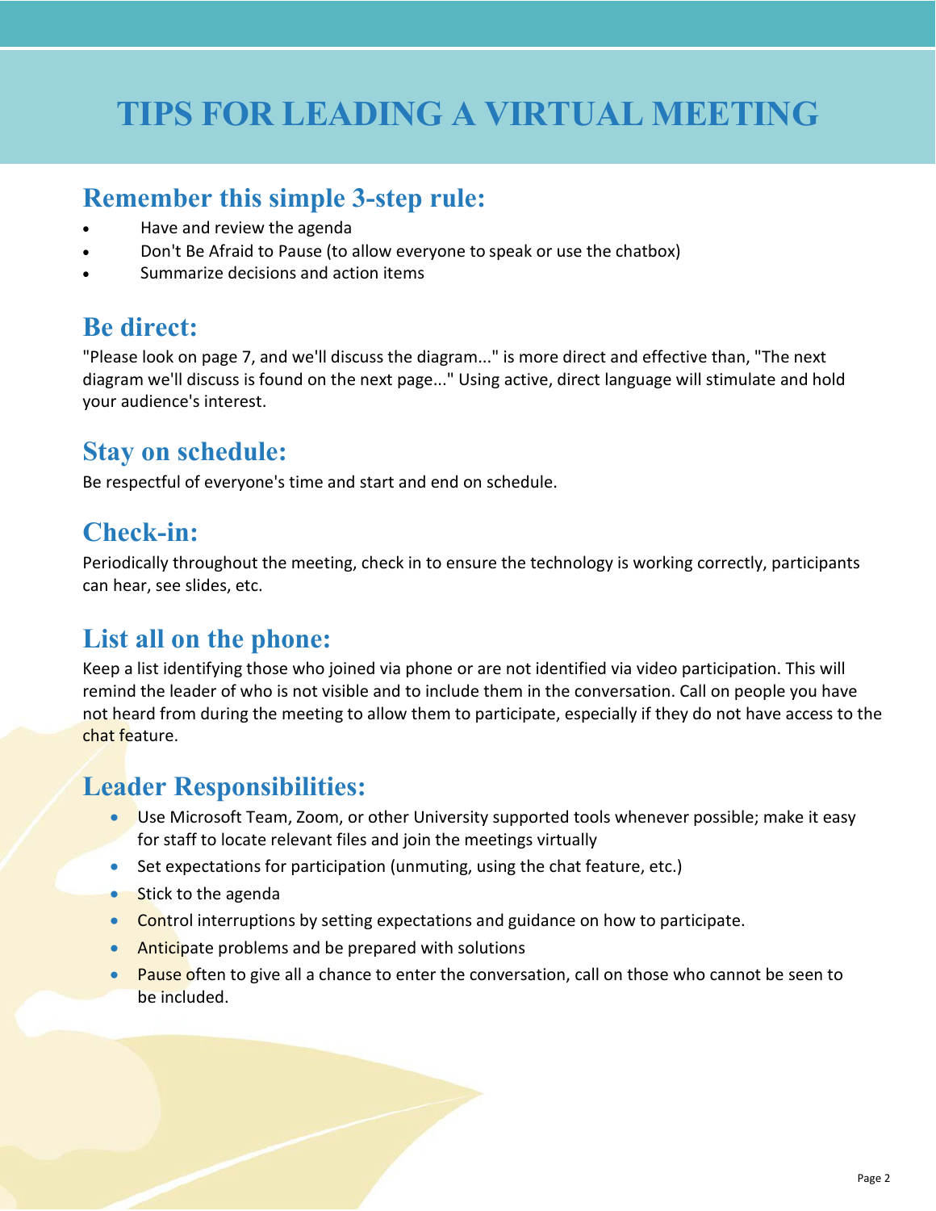# TIPS FOR LEADING A VIRTUAL MEETING

## Remember this simple 3-step rule:

- Have and review the agenda
- Don't Be Afraid to Pause (to allow everyone to speak or use the chatbox)
- Summarize decisions and action items

## Be direct:

"Please look on page 7, and we'll discuss the diagram..." is more direct and effective than, "The next diagram we'll discuss is found on the next page..." Using active, direct language will stimulate and hold your audience's interest.

## Stay on schedule:

Be respectful of everyone's time and start and end on schedule.

## Check-in:

Periodically throughout the meeting, check in to ensure the technology is working correctly, participants can hear, see slides, etc.

## List all on the phone:

Keep a list identifying those who joined via phone or are not identified via video participation. This will remind the leader of who is not visible and to include them in the conversation. Call on people you have not heard from during the meeting to allow them to participate, especially if they do not have access to the chat feature.

## Leader Responsibilities:

- Use Microsoft Team, Zoom, or other University supported tools whenever possible; make it easy for staff to locate relevant files and join the meetings virtually
- Set expectations for participation (unmuting, using the chat feature, etc.)
- Stick to the agenda
- Control interruptions by setting expectations and guidance on how to participate.
- Anticipate problems and be prepared with solutions
- Pause often to give all a chance to enter the conversation, call on those who cannot be seen to be included.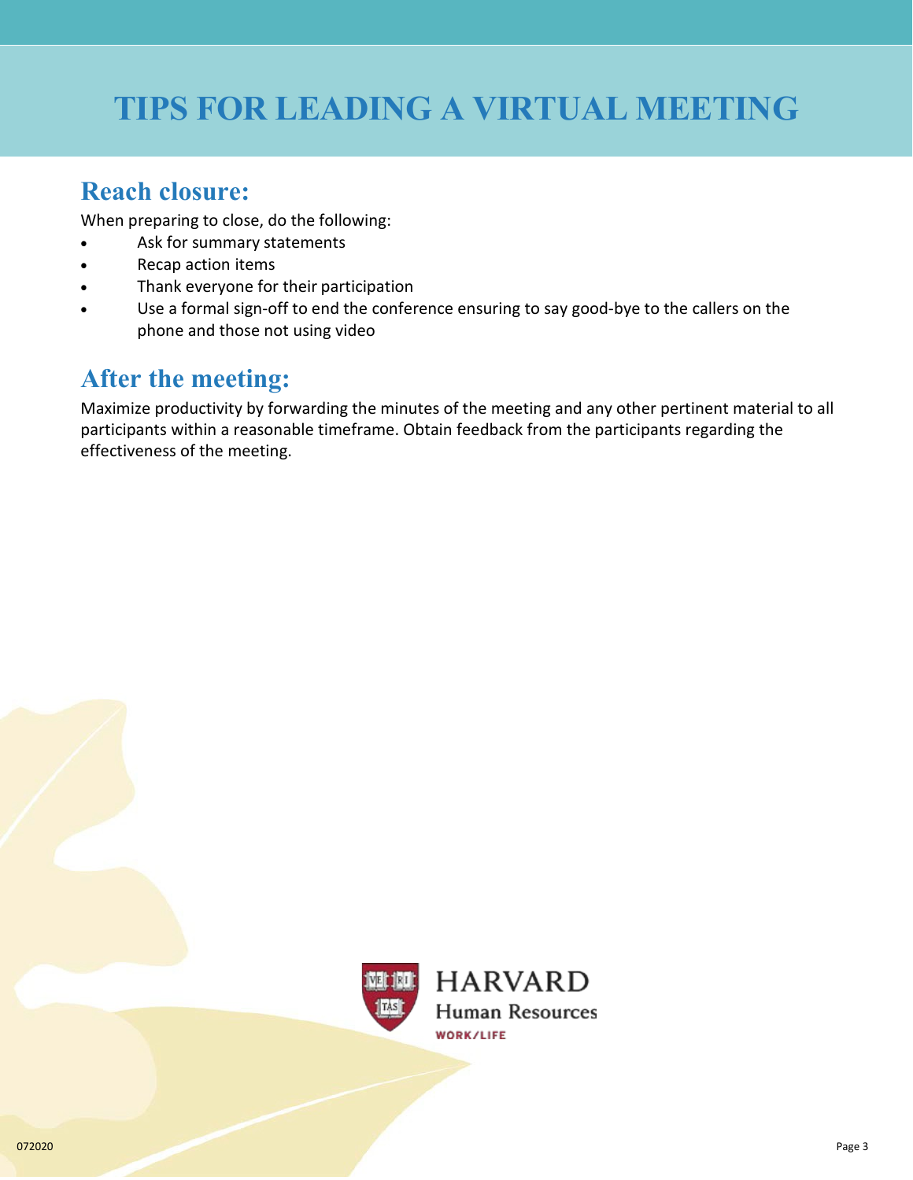# TIPS FOR LEADING A VIRTUAL MEETING

## Reach closure:

When preparing to close, do the following:

- Ask for summary statements
- Recap action items
- Thank everyone for their participation
- Use a formal sign-off to end the conference ensuring to say good-bye to the callers on the phone and those not using video

## After the meeting:

Maximize productivity by forwarding the minutes of the meeting and any other pertinent material to all participants within a reasonable timeframe. Obtain feedback from the participants regarding the effectiveness of the meeting.

HARVARD
Human Resources
WORK/LIFE

072020